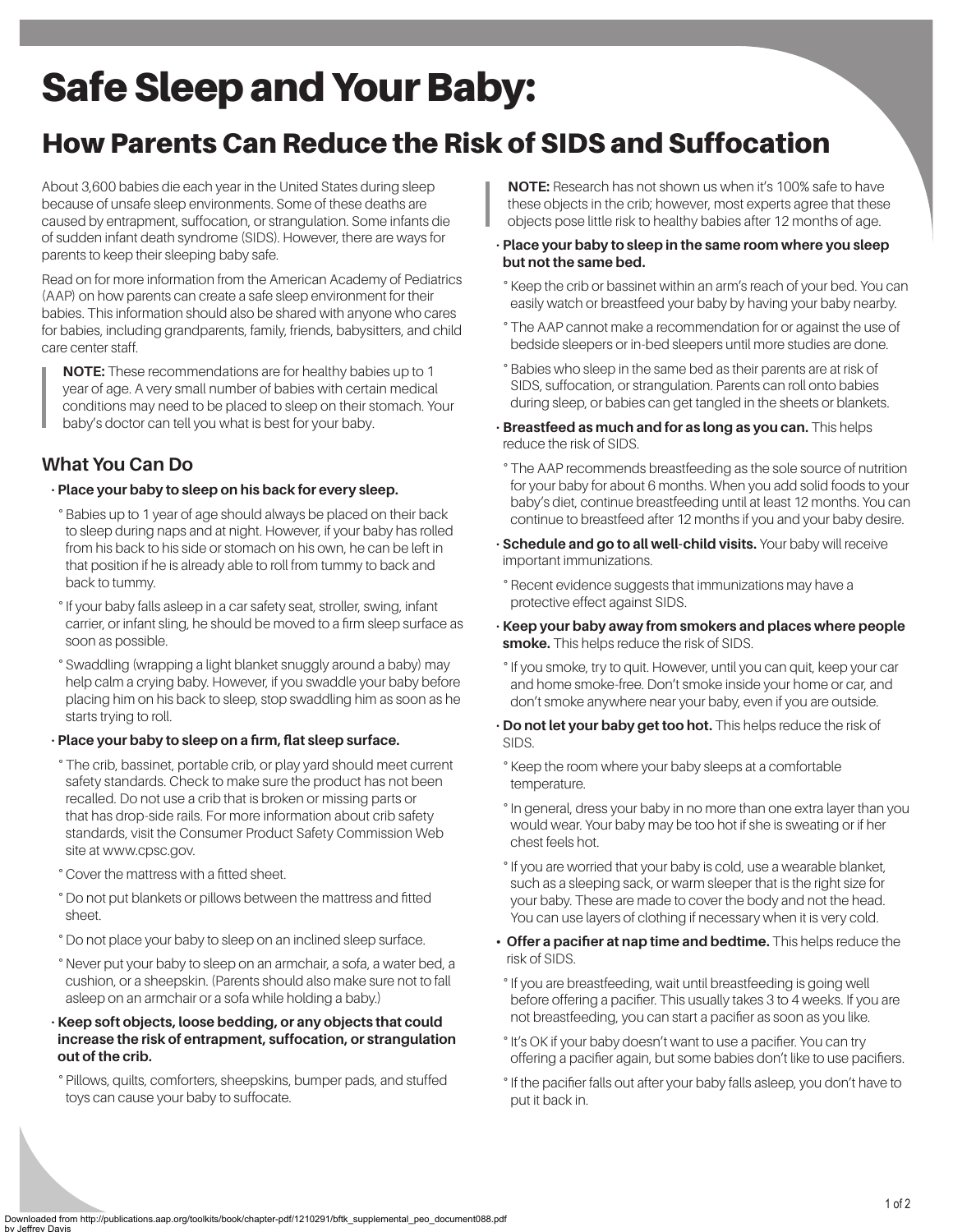# Safe Sleep and Your Baby:

## How Parents Can Reduce the Risk of SIDS and Suffocation

About 3,600 babies die each year in the United States during sleep because of unsafe sleep environments. Some of these deaths are caused by entrapment, suffocation, or strangulation. Some infants die of sudden infant death syndrome (SIDS). However, there are ways for parents to keep their sleeping baby safe.

Read on for more information from the American Academy of Pediatrics (AAP) on how parents can create a safe sleep environment for their babies. This information should also be shared with anyone who cares for babies, including grandparents, family, friends, babysitters, and child care center staff.

> **NOTE:** These recommendations are for healthy babies up to 1 year of age. A very small number of babies with certain medical conditions may need to be placed to sleep on their stomach. Your baby's doctor can tell you what is best for your baby.

### What You Can Do

- **Place your baby to sleep on his back for every sleep.**
  - Babies up to 1 year of age should always be placed on their back to sleep during naps and at night. However, if your baby has rolled from his back to his side or stomach on his own, he can be left in that position if he is already able to roll from tummy to back and back to tummy.
  - If your baby falls asleep in a car safety seat, stroller, swing, infant carrier, or infant sling, he should be moved to a firm sleep surface as soon as possible.
  - Swaddling (wrapping a light blanket snuggly around a baby) may help calm a crying baby. However, if you swaddle your baby before placing him on his back to sleep, stop swaddling him as soon as he starts trying to roll.
- **Place your baby to sleep on a firm, flat sleep surface.**
  - The crib, bassinet, portable crib, or play yard should meet current safety standards. Check to make sure the product has not been recalled. Do not use a crib that is broken or missing parts or that has drop-side rails. For more information about crib safety standards, visit the Consumer Product Safety Commission Web site at www.cpsc.gov.
  - Cover the mattress with a fitted sheet.
  - Do not put blankets or pillows between the mattress and fitted sheet.
  - Do not place your baby to sleep on an inclined sleep surface.
  - Never put your baby to sleep on an armchair, a sofa, a water bed, a cushion, or a sheepskin. (Parents should also make sure not to fall asleep on an armchair or a sofa while holding a baby.)
- **Keep soft objects, loose bedding, or any objects that could increase the risk of entrapment, suffocation, or strangulation out of the crib.**
  - Pillows, quilts, comforters, sheepskins, bumper pads, and stuffed toys can cause your baby to suffocate.

> **NOTE:** Research has not shown us when it's 100% safe to have these objects in the crib; however, most experts agree that these objects pose little risk to healthy babies after 12 months of age.

- **Place your baby to sleep in the same room where you sleep but not the same bed.**
  - Keep the crib or bassinet within an arm's reach of your bed. You can easily watch or breastfeed your baby by having your baby nearby.
  - The AAP cannot make a recommendation for or against the use of bedside sleepers or in-bed sleepers until more studies are done.
  - Babies who sleep in the same bed as their parents are at risk of SIDS, suffocation, or strangulation. Parents can roll onto babies during sleep, or babies can get tangled in the sheets or blankets.
- **Breastfeed as much and for as long as you can.** This helps reduce the risk of SIDS.
  - The AAP recommends breastfeeding as the sole source of nutrition for your baby for about 6 months. When you add solid foods to your baby's diet, continue breastfeeding until at least 12 months. You can continue to breastfeed after 12 months if you and your baby desire.
- **Schedule and go to all well-child visits.** Your baby will receive important immunizations.
  - Recent evidence suggests that immunizations may have a protective effect against SIDS.
- **Keep your baby away from smokers and places where people smoke.** This helps reduce the risk of SIDS.
  - If you smoke, try to quit. However, until you can quit, keep your car and home smoke-free. Don't smoke inside your home or car, and don't smoke anywhere near your baby, even if you are outside.
- **Do not let your baby get too hot.** This helps reduce the risk of SIDS.
  - Keep the room where your baby sleeps at a comfortable temperature.
  - In general, dress your baby in no more than one extra layer than you would wear. Your baby may be too hot if she is sweating or if her chest feels hot.
  - If you are worried that your baby is cold, use a wearable blanket, such as a sleeping sack, or warm sleeper that is the right size for your baby. These are made to cover the body and not the head. You can use layers of clothing if necessary when it is very cold.
- **Offer a pacifier at nap time and bedtime.** This helps reduce the risk of SIDS.
  - If you are breastfeeding, wait until breastfeeding is going well before offering a pacifier. This usually takes 3 to 4 weeks. If you are not breastfeeding, you can start a pacifier as soon as you like.
  - It's OK if your baby doesn't want to use a pacifier. You can try offering a pacifier again, but some babies don't like to use pacifiers.
  - If the pacifier falls out after your baby falls asleep, you don't have to put it back in.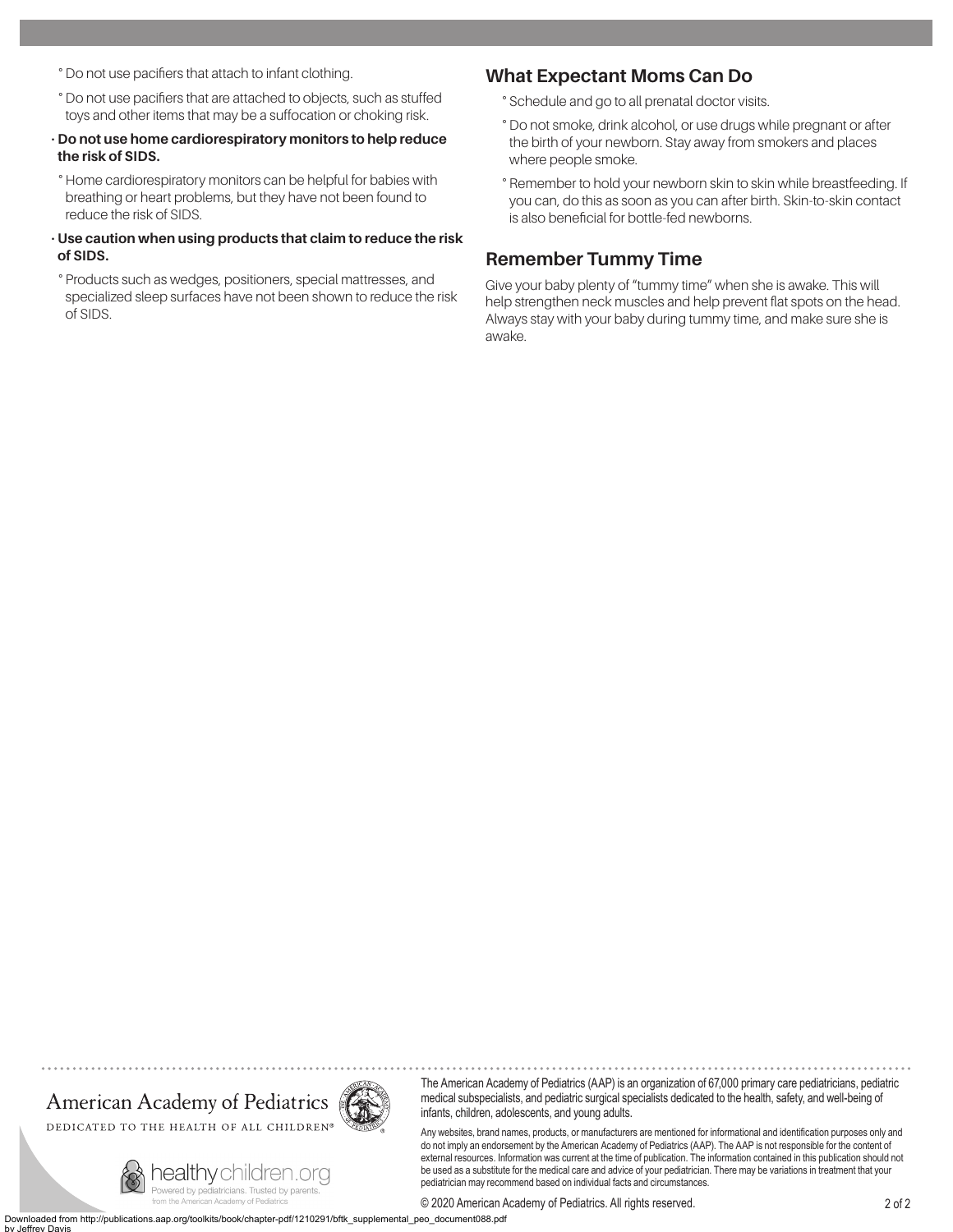- Do not use pacifiers that attach to infant clothing.
  - Do not use pacifiers that are attached to objects, such as stuffed toys and other items that may be a suffocation or choking risk.
- **Do not use home cardiorespiratory monitors to help reduce the risk of SIDS.**
  - Home cardiorespiratory monitors can be helpful for babies with breathing or heart problems, but they have not been found to reduce the risk of SIDS.
- **Use caution when using products that claim to reduce the risk of SIDS.**
  - Products such as wedges, positioners, special mattresses, and specialized sleep surfaces have not been shown to reduce the risk of SIDS.

## What Expectant Moms Can Do

- Schedule and go to all prenatal doctor visits.
- Do not smoke, drink alcohol, or use drugs while pregnant or after the birth of your newborn. Stay away from smokers and places where people smoke.
- Remember to hold your newborn skin to skin while breastfeeding. If you can, do this as soon as you can after birth. Skin-to-skin contact is also beneficial for bottle-fed newborns.

## Remember Tummy Time

Give your baby plenty of "tummy time" when she is awake. This will help strengthen neck muscles and help prevent flat spots on the head. Always stay with your baby during tummy time, and make sure she is awake.

American Academy of Pediatrics

DEDICATED TO THE HEALTH OF ALL CHILDREN®

healthychildren.org
Powered by pediatricians. Trusted by parents.
from the American Academy of Pediatrics

The American Academy of Pediatrics (AAP) is an organization of 67,000 primary care pediatricians, pediatric medical subspecialists, and pediatric surgical specialists dedicated to the health, safety, and well-being of infants, children, adolescents, and young adults.

Any websites, brand names, products, or manufacturers are mentioned for informational and identification purposes only and do not imply an endorsement by the American Academy of Pediatrics (AAP). The AAP is not responsible for the content of external resources. Information was current at the time of publication. The information contained in this publication should not be used as a substitute for the medical care and advice of your pediatrician. There may be variations in treatment that your pediatrician may recommend based on individual facts and circumstances.

© 2020 American Academy of Pediatrics. All rights reserved.

Downloaded from http://publications.aap.org/toolkits/book/chapter-pdf/1210291/bftk_supplemental_peo_document088.pdf
by Jeffrey Davis